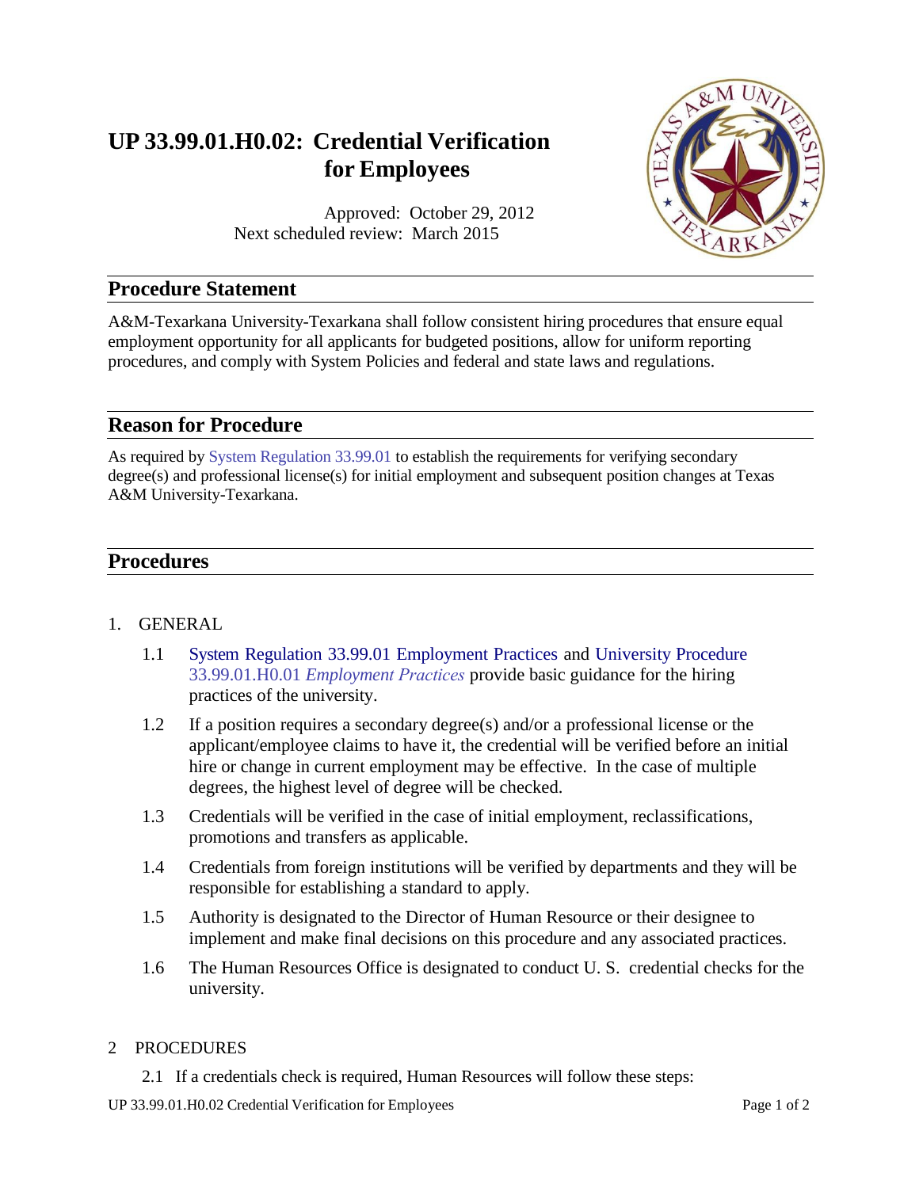# UP 33.99.01.H0.02: Credential Verification for Employees

Approved: October 29, 2012
Next scheduled review: March 2015

## Procedure Statement

A&M-Texarkana University-Texarkana shall follow consistent hiring procedures that ensure equal employment opportunity for all applicants for budgeted positions, allow for uniform reporting procedures, and comply with System Policies and federal and state laws and regulations.

## Reason for Procedure

As required by System Regulation 33.99.01 to establish the requirements for verifying secondary degree(s) and professional license(s) for initial employment and subsequent position changes at Texas A&M University-Texarkana.

## Procedures

1. GENERAL

    1.1 System Regulation 33.99.01 Employment Practices and University Procedure 33.99.01.H0.01 *Employment Practices* provide basic guidance for the hiring practices of the university.

    1.2 If a position requires a secondary degree(s) and/or a professional license or the applicant/employee claims to have it, the credential will be verified before an initial hire or change in current employment may be effective. In the case of multiple degrees, the highest level of degree will be checked.

    1.3 Credentials will be verified in the case of initial employment, reclassifications, promotions and transfers as applicable.

    1.4 Credentials from foreign institutions will be verified by departments and they will be responsible for establishing a standard to apply.

    1.5 Authority is designated to the Director of Human Resource or their designee to implement and make final decisions on this procedure and any associated practices.

    1.6 The Human Resources Office is designated to conduct U. S. credential checks for the university.

2 PROCEDURES

    2.1 If a credentials check is required, Human Resources will follow these steps: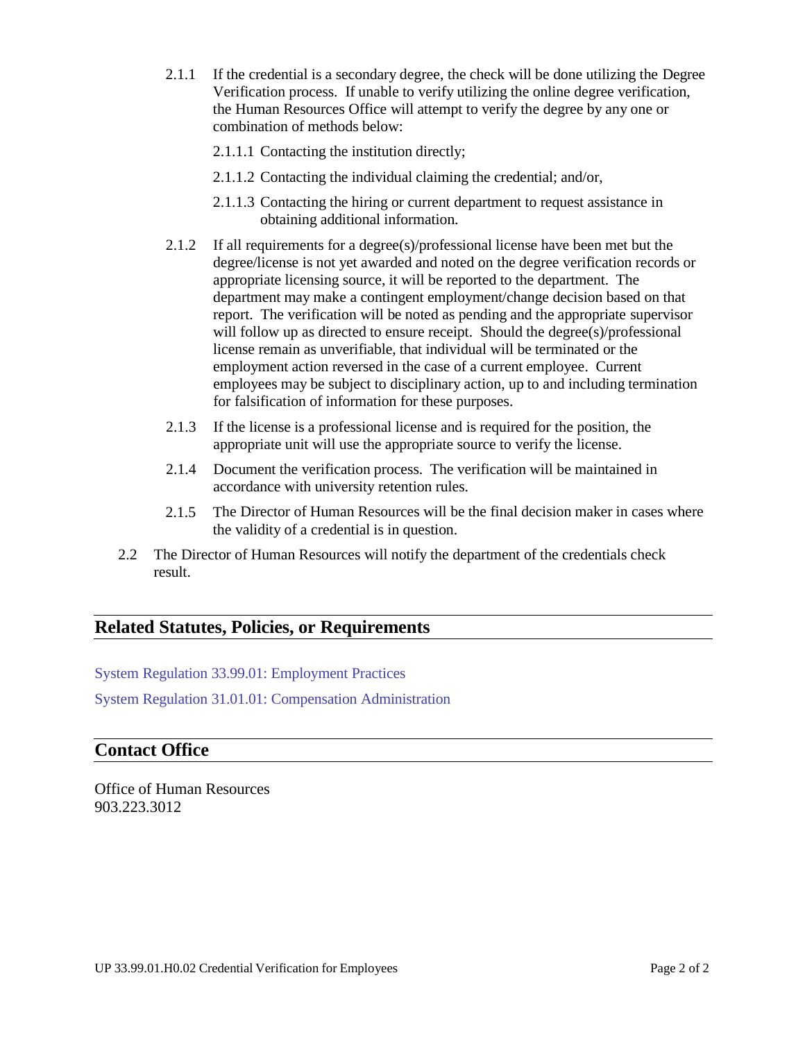2.1.1 If the credential is a secondary degree, the check will be done utilizing the Degree Verification process. If unable to verify utilizing the online degree verification, the Human Resources Office will attempt to verify the degree by any one or combination of methods below:

2.1.1.1 Contacting the institution directly;

2.1.1.2 Contacting the individual claiming the credential; and/or,

2.1.1.3 Contacting the hiring or current department to request assistance in obtaining additional information.

2.1.2 If all requirements for a degree(s)/professional license have been met but the degree/license is not yet awarded and noted on the degree verification records or appropriate licensing source, it will be reported to the department. The department may make a contingent employment/change decision based on that report. The verification will be noted as pending and the appropriate supervisor will follow up as directed to ensure receipt. Should the degree(s)/professional license remain as unverifiable, that individual will be terminated or the employment action reversed in the case of a current employee. Current employees may be subject to disciplinary action, up to and including termination for falsification of information for these purposes.

2.1.3 If the license is a professional license and is required for the position, the appropriate unit will use the appropriate source to verify the license.

2.1.4 Document the verification process. The verification will be maintained in accordance with university retention rules.

2.1.5 The Director of Human Resources will be the final decision maker in cases where the validity of a credential is in question.

2.2 The Director of Human Resources will notify the department of the credentials check result.

## Related Statutes, Policies, or Requirements

System Regulation 33.99.01: Employment Practices

System Regulation 31.01.01: Compensation Administration

## Contact Office

Office of Human Resources
903.223.3012